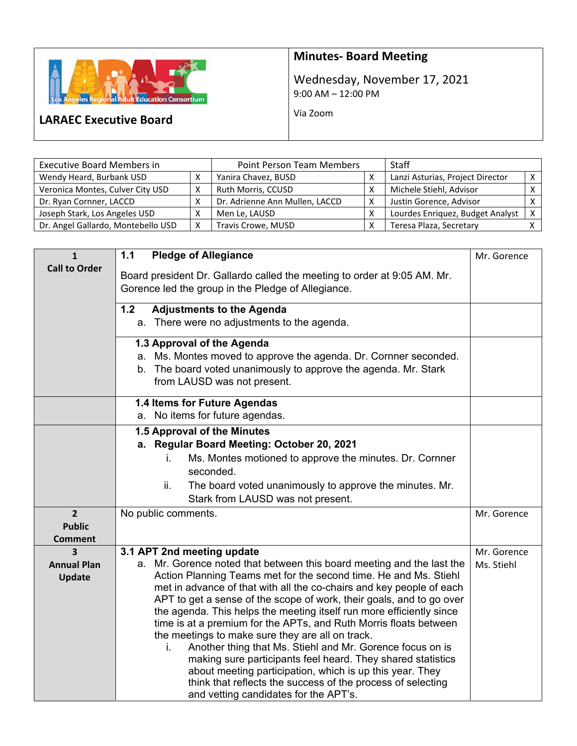**LARAEC Executive Board**

# Minutes- Board Meeting

Wednesday, November 17, 2021
9:00 AM – 12:00 PM

Via Zoom

| Executive Board Members in | | Point Person Team Members | | Staff | |
|---|---|---|---|---|---|
| Wendy Heard, Burbank USD | X | Yanira Chavez, BUSD | X | Lanzi Asturias, Project Director | X |
| Veronica Montes, Culver City USD | X | Ruth Morris, CCUSD | X | Michele Stiehl, Advisor | X |
| Dr. Ryan Cornner, LACCD | X | Dr. Adrienne Ann Mullen, LACCD | X | Justin Gorence, Advisor | X |
| Joseph Stark, Los Angeles USD | X | Men Le, LAUSD | X | Lourdes Enriquez, Budget Analyst | X |
| Dr. Angel Gallardo, Montebello USD | X | Travis Crowe, MUSD | X | Teresa Plaza, Secretary | X |

| | | |
|---|---|---|
| **1 Call to Order** | **1.1 Pledge of Allegiance**<br><br>Board president Dr. Gallardo called the meeting to order at 9:05 AM. Mr. Gorence led the group in the Pledge of Allegiance. | Mr. Gorence |
| | **1.2 Adjustments to the Agenda**<br>a. There were no adjustments to the agenda. | |
| | **1.3 Approval of the Agenda**<br>a. Ms. Montes moved to approve the agenda. Dr. Cornner seconded.<br>b. The board voted unanimously to approve the agenda. Mr. Stark from LAUSD was not present. | |
| | **1.4 Items for Future Agendas**<br>a. No items for future agendas. | |
| | **1.5 Approval of the Minutes**<br>**a. Regular Board Meeting: October 20, 2021**<br>i. Ms. Montes motioned to approve the minutes. Dr. Cornner seconded.<br>ii. The board voted unanimously to approve the minutes. Mr. Stark from LAUSD was not present. | |
| **2 Public Comment** | No public comments. | Mr. Gorence |
| **3 Annual Plan Update** | **3.1 APT 2nd meeting update**<br>a. Mr. Gorence noted that between this board meeting and the last the Action Planning Teams met for the second time. He and Ms. Stiehl met in advance of that with all the co-chairs and key people of each APT to get a sense of the scope of work, their goals, and to go over the agenda. This helps the meeting itself run more efficiently since time is at a premium for the APTs, and Ruth Morris floats between the meetings to make sure they are all on track.<br>i. Another thing that Ms. Stiehl and Mr. Gorence focus on is making sure participants feel heard. They shared statistics about meeting participation, which is up this year. They think that reflects the success of the process of selecting and vetting candidates for the APT's. | Mr. Gorence<br>Ms. Stiehl |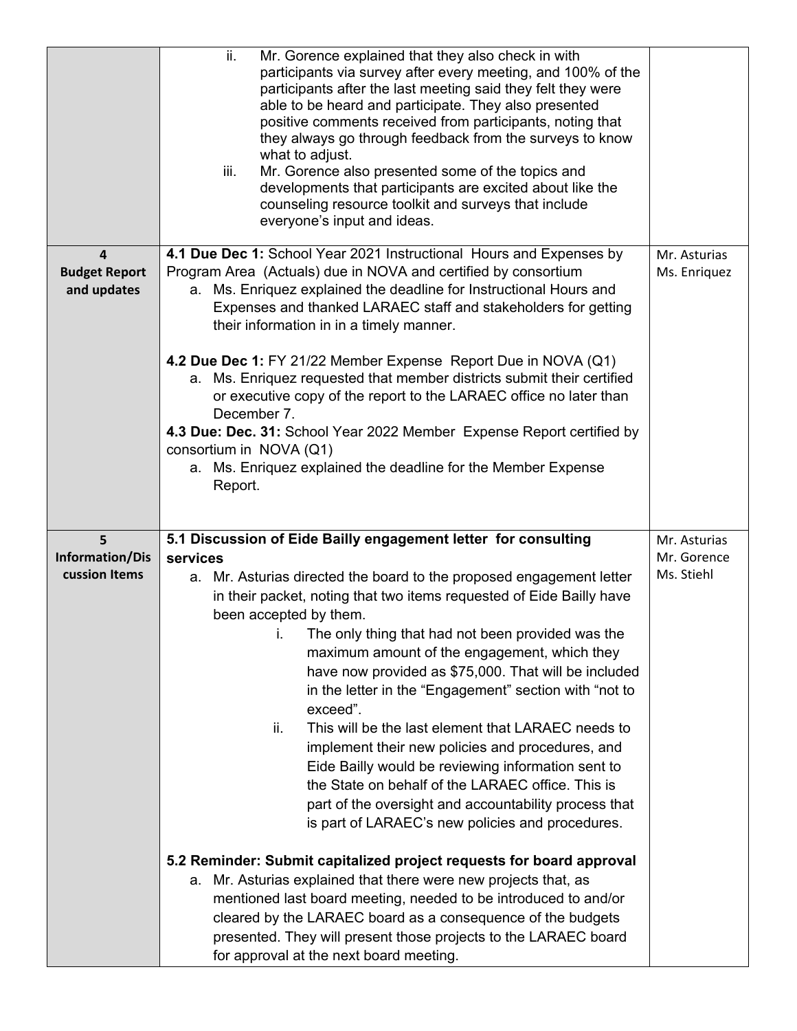| | | |
|---|---|---|
| | ii. Mr. Gorence explained that they also check in with participants via survey after every meeting, and 100% of the participants after the last meeting said they felt they were able to be heard and participate. They also presented positive comments received from participants, noting that they always go through feedback from the surveys to know what to adjust.<br>iii. Mr. Gorence also presented some of the topics and developments that participants are excited about like the counseling resource toolkit and surveys that include everyone's input and ideas. | |
| **4 Budget Report and updates** | **4.1 Due Dec 1:** School Year 2021 Instructional Hours and Expenses by Program Area (Actuals) due in NOVA and certified by consortium<br>a. Ms. Enriquez explained the deadline for Instructional Hours and Expenses and thanked LARAEC staff and stakeholders for getting their information in in a timely manner.<br><br>**4.2 Due Dec 1:** FY 21/22 Member Expense Report Due in NOVA (Q1)<br>a. Ms. Enriquez requested that member districts submit their certified or executive copy of the report to the LARAEC office no later than December 7.<br>**4.3 Due: Dec. 31:** School Year 2022 Member Expense Report certified by consortium in NOVA (Q1)<br>a. Ms. Enriquez explained the deadline for the Member Expense Report. | Mr. Asturias<br>Ms. Enriquez |
| **5 Information/Discussion Items** | **5.1 Discussion of Eide Bailly engagement letter for consulting services**<br>a. Mr. Asturias directed the board to the proposed engagement letter in their packet, noting that two items requested of Eide Bailly have been accepted by them.<br>i. The only thing that had not been provided was the maximum amount of the engagement, which they have now provided as $75,000. That will be included in the letter in the "Engagement" section with "not to exceed".<br>ii. This will be the last element that LARAEC needs to implement their new policies and procedures, and Eide Bailly would be reviewing information sent to the State on behalf of the LARAEC office. This is part of the oversight and accountability process that is part of LARAEC's new policies and procedures.<br><br>**5.2 Reminder: Submit capitalized project requests for board approval**<br>a. Mr. Asturias explained that there were new projects that, as mentioned last board meeting, needed to be introduced to and/or cleared by the LARAEC board as a consequence of the budgets presented. They will present those projects to the LARAEC board for approval at the next board meeting. | Mr. Asturias<br>Mr. Gorence<br>Ms. Stiehl |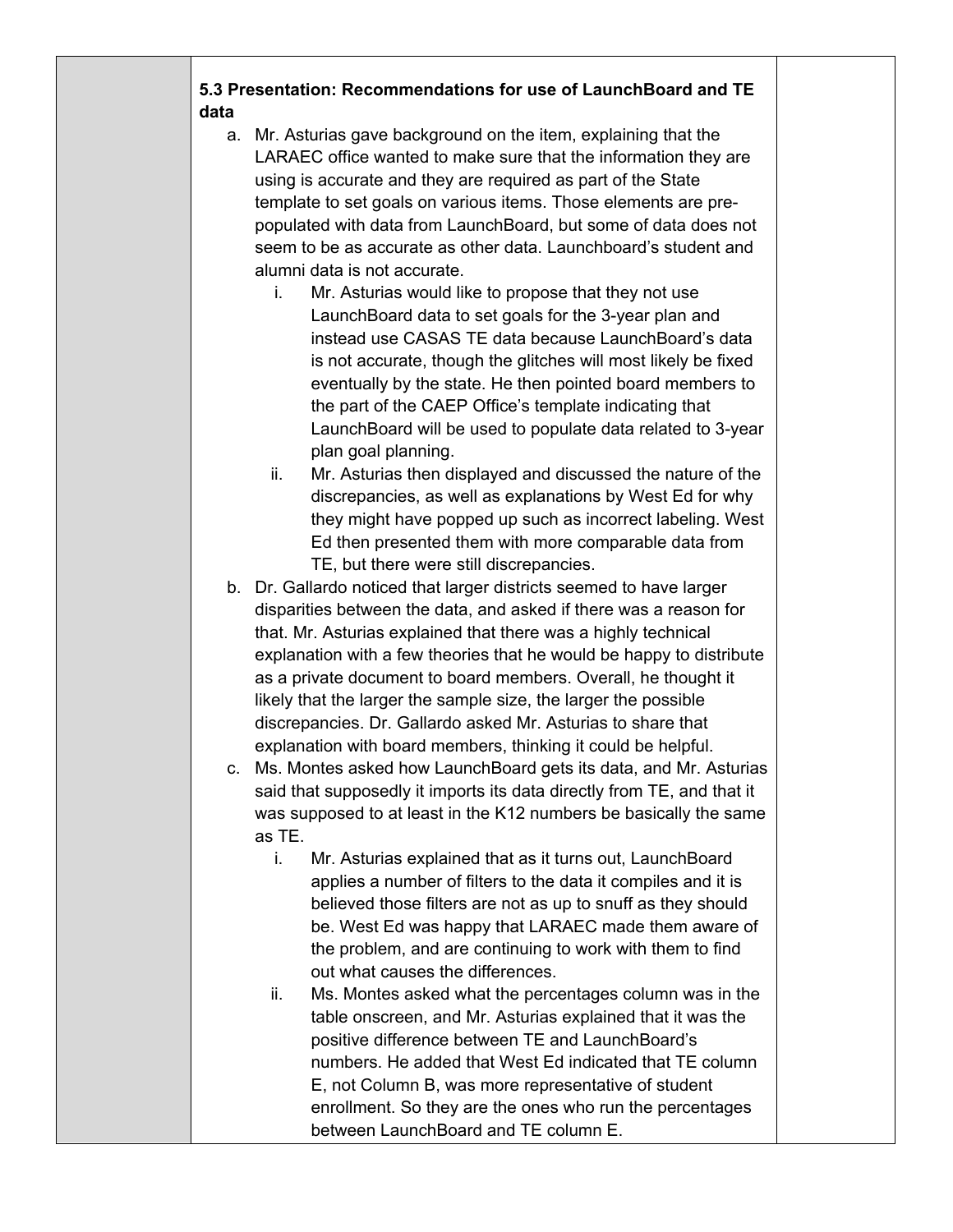**5.3 Presentation: Recommendations for use of LaunchBoard and TE data**

a. Mr. Asturias gave background on the item, explaining that the LARAEC office wanted to make sure that the information they are using is accurate and they are required as part of the State template to set goals on various items. Those elements are pre-populated with data from LaunchBoard, but some of data does not seem to be as accurate as other data. Launchboard's student and alumni data is not accurate.
    i. Mr. Asturias would like to propose that they not use LaunchBoard data to set goals for the 3-year plan and instead use CASAS TE data because LaunchBoard's data is not accurate, though the glitches will most likely be fixed eventually by the state. He then pointed board members to the part of the CAEP Office's template indicating that LaunchBoard will be used to populate data related to 3-year plan goal planning.
    ii. Mr. Asturias then displayed and discussed the nature of the discrepancies, as well as explanations by West Ed for why they might have popped up such as incorrect labeling. West Ed then presented them with more comparable data from TE, but there were still discrepancies.

b. Dr. Gallardo noticed that larger districts seemed to have larger disparities between the data, and asked if there was a reason for that. Mr. Asturias explained that there was a highly technical explanation with a few theories that he would be happy to distribute as a private document to board members. Overall, he thought it likely that the larger the sample size, the larger the possible discrepancies. Dr. Gallardo asked Mr. Asturias to share that explanation with board members, thinking it could be helpful.

c. Ms. Montes asked how LaunchBoard gets its data, and Mr. Asturias said that supposedly it imports its data directly from TE, and that it was supposed to at least in the K12 numbers be basically the same as TE.
    i. Mr. Asturias explained that as it turns out, LaunchBoard applies a number of filters to the data it compiles and it is believed those filters are not as up to snuff as they should be. West Ed was happy that LARAEC made them aware of the problem, and are continuing to work with them to find out what causes the differences.
    ii. Ms. Montes asked what the percentages column was in the table onscreen, and Mr. Asturias explained that it was the positive difference between TE and LaunchBoard's numbers. He added that West Ed indicated that TE column E, not Column B, was more representative of student enrollment. So they are the ones who run the percentages between LaunchBoard and TE column E.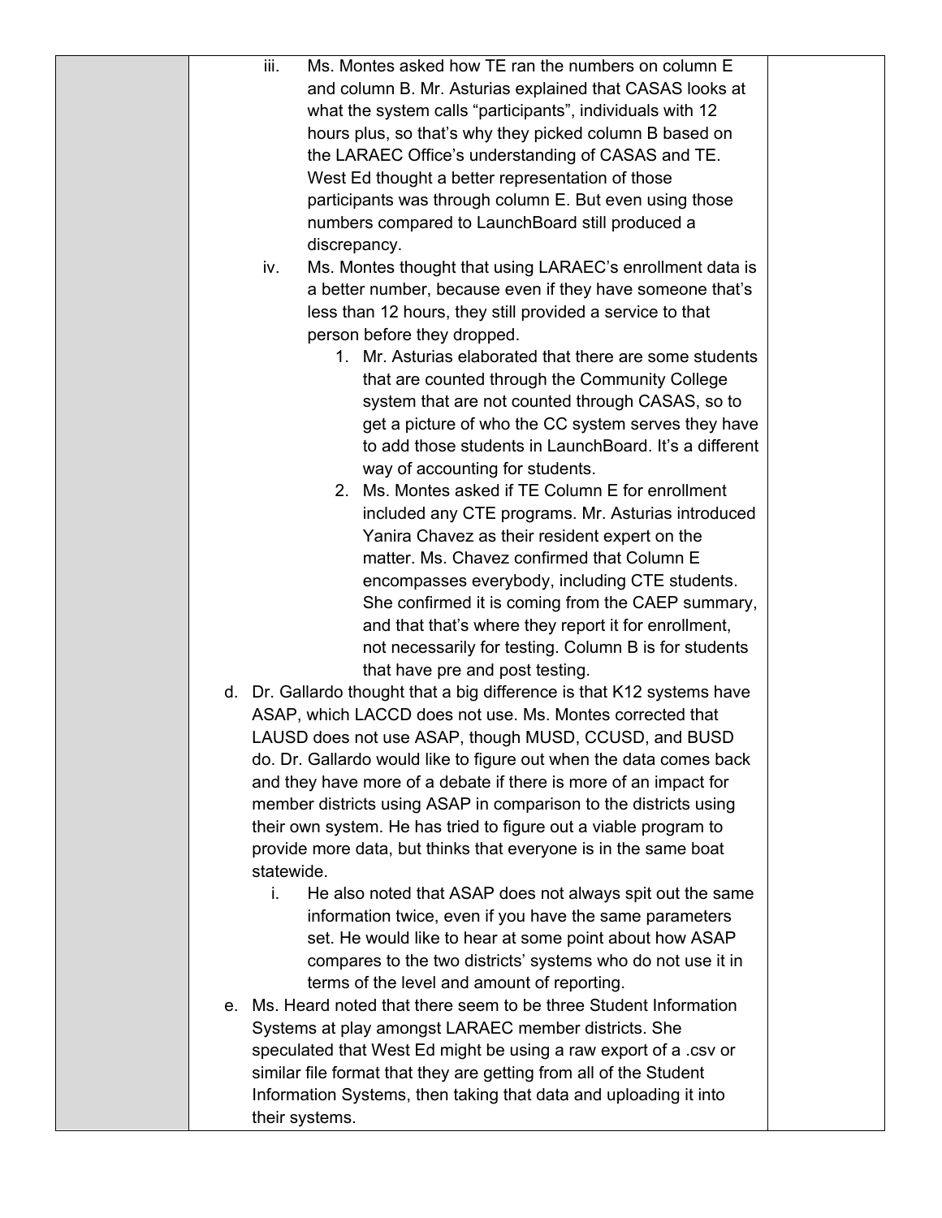iii. Ms. Montes asked how TE ran the numbers on column E and column B. Mr. Asturias explained that CASAS looks at what the system calls "participants", individuals with 12 hours plus, so that's why they picked column B based on the LARAEC Office's understanding of CASAS and TE. West Ed thought a better representation of those participants was through column E. But even using those numbers compared to LaunchBoard still produced a discrepancy.

iv. Ms. Montes thought that using LARAEC's enrollment data is a better number, because even if they have someone that's less than 12 hours, they still provided a service to that person before they dropped.

1. Mr. Asturias elaborated that there are some students that are counted through the Community College system that are not counted through CASAS, so to get a picture of who the CC system serves they have to add those students in LaunchBoard. It's a different way of accounting for students.
2. Ms. Montes asked if TE Column E for enrollment included any CTE programs. Mr. Asturias introduced Yanira Chavez as their resident expert on the matter. Ms. Chavez confirmed that Column E encompasses everybody, including CTE students. She confirmed it is coming from the CAEP summary, and that that's where they report it for enrollment, not necessarily for testing. Column B is for students that have pre and post testing.

d. Dr. Gallardo thought that a big difference is that K12 systems have ASAP, which LACCD does not use. Ms. Montes corrected that LAUSD does not use ASAP, though MUSD, CCUSD, and BUSD do. Dr. Gallardo would like to figure out when the data comes back and they have more of a debate if there is more of an impact for member districts using ASAP in comparison to the districts using their own system. He has tried to figure out a viable program to provide more data, but thinks that everyone is in the same boat statewide.

i. He also noted that ASAP does not always spit out the same information twice, even if you have the same parameters set. He would like to hear at some point about how ASAP compares to the two districts' systems who do not use it in terms of the level and amount of reporting.

e. Ms. Heard noted that there seem to be three Student Information Systems at play amongst LARAEC member districts. She speculated that West Ed might be using a raw export of a .csv or similar file format that they are getting from all of the Student Information Systems, then taking that data and uploading it into their systems.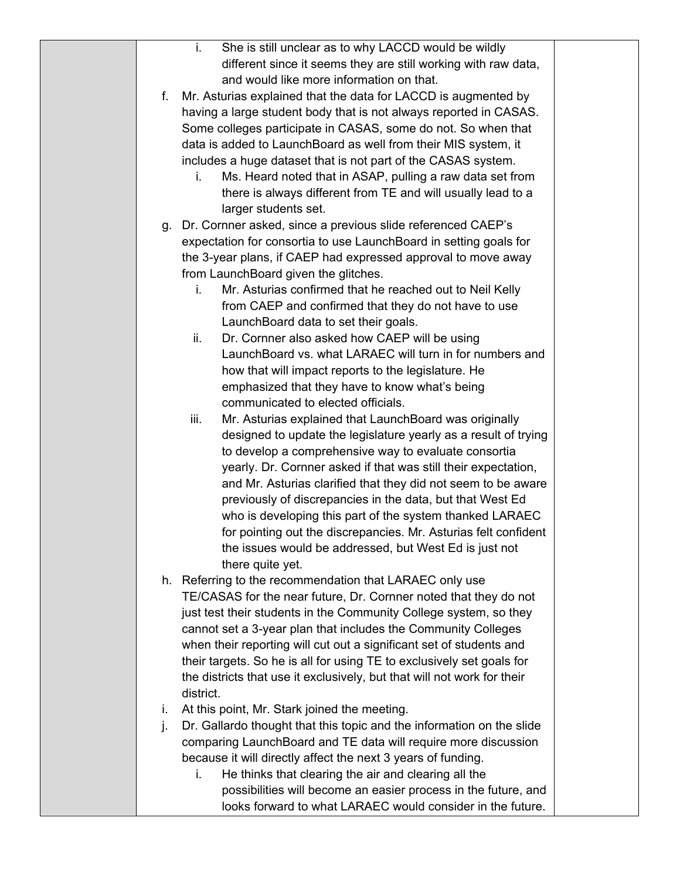- i. She is still unclear as to why LACCD would be wildly different since it seems they are still working with raw data, and would like more information on that.

f. Mr. Asturias explained that the data for LACCD is augmented by having a large student body that is not always reported in CASAS. Some colleges participate in CASAS, some do not. So when that data is added to LaunchBoard as well from their MIS system, it includes a huge dataset that is not part of the CASAS system.
   - i. Ms. Heard noted that in ASAP, pulling a raw data set from there is always different from TE and will usually lead to a larger students set.

g. Dr. Cornner asked, since a previous slide referenced CAEP's expectation for consortia to use LaunchBoard in setting goals for the 3-year plans, if CAEP had expressed approval to move away from LaunchBoard given the glitches.
   - i. Mr. Asturias confirmed that he reached out to Neil Kelly from CAEP and confirmed that they do not have to use LaunchBoard data to set their goals.
   - ii. Dr. Cornner also asked how CAEP will be using LaunchBoard vs. what LARAEC will turn in for numbers and how that will impact reports to the legislature. He emphasized that they have to know what's being communicated to elected officials.
   - iii. Mr. Asturias explained that LaunchBoard was originally designed to update the legislature yearly as a result of trying to develop a comprehensive way to evaluate consortia yearly. Dr. Cornner asked if that was still their expectation, and Mr. Asturias clarified that they did not seem to be aware previously of discrepancies in the data, but that West Ed who is developing this part of the system thanked LARAEC for pointing out the discrepancies. Mr. Asturias felt confident the issues would be addressed, but West Ed is just not there quite yet.

h. Referring to the recommendation that LARAEC only use TE/CASAS for the near future, Dr. Cornner noted that they do not just test their students in the Community College system, so they cannot set a 3-year plan that includes the Community Colleges when their reporting will cut out a significant set of students and their targets. So he is all for using TE to exclusively set goals for the districts that use it exclusively, but that will not work for their district.

i. At this point, Mr. Stark joined the meeting.

j. Dr. Gallardo thought that this topic and the information on the slide comparing LaunchBoard and TE data will require more discussion because it will directly affect the next 3 years of funding.
   - i. He thinks that clearing the air and clearing all the possibilities will become an easier process in the future, and looks forward to what LARAEC would consider in the future.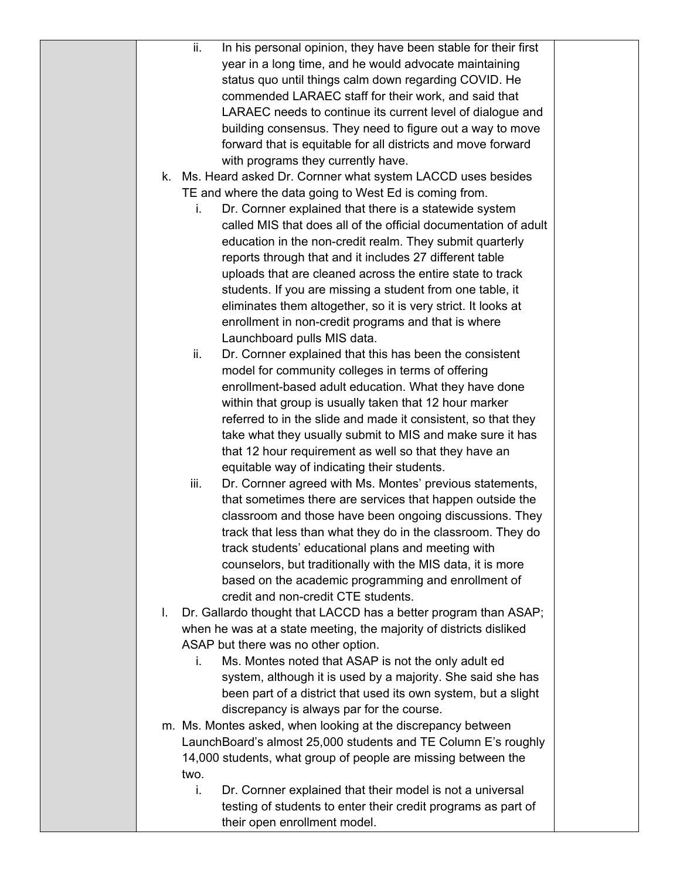- ii. In his personal opinion, they have been stable for their first year in a long time, and he would advocate maintaining status quo until things calm down regarding COVID. He commended LARAEC staff for their work, and said that LARAEC needs to continue its current level of dialogue and building consensus. They need to figure out a way to move forward that is equitable for all districts and move forward with programs they currently have.

k. Ms. Heard asked Dr. Cornner what system LACCD uses besides TE and where the data going to West Ed is coming from.
   - i. Dr. Cornner explained that there is a statewide system called MIS that does all of the official documentation of adult education in the non-credit realm. They submit quarterly reports through that and it includes 27 different table uploads that are cleaned across the entire state to track students. If you are missing a student from one table, it eliminates them altogether, so it is very strict. It looks at enrollment in non-credit programs and that is where Launchboard pulls MIS data.
   - ii. Dr. Cornner explained that this has been the consistent model for community colleges in terms of offering enrollment-based adult education. What they have done within that group is usually taken that 12 hour marker referred to in the slide and made it consistent, so that they take what they usually submit to MIS and make sure it has that 12 hour requirement as well so that they have an equitable way of indicating their students.
   - iii. Dr. Cornner agreed with Ms. Montes' previous statements, that sometimes there are services that happen outside the classroom and those have been ongoing discussions. They track that less than what they do in the classroom. They do track students' educational plans and meeting with counselors, but traditionally with the MIS data, it is more based on the academic programming and enrollment of credit and non-credit CTE students.

l. Dr. Gallardo thought that LACCD has a better program than ASAP; when he was at a state meeting, the majority of districts disliked ASAP but there was no other option.
   - i. Ms. Montes noted that ASAP is not the only adult ed system, although it is used by a majority. She said she has been part of a district that used its own system, but a slight discrepancy is always par for the course.

m. Ms. Montes asked, when looking at the discrepancy between LaunchBoard's almost 25,000 students and TE Column E's roughly 14,000 students, what group of people are missing between the two.
   - i. Dr. Cornner explained that their model is not a universal testing of students to enter their credit programs as part of their open enrollment model.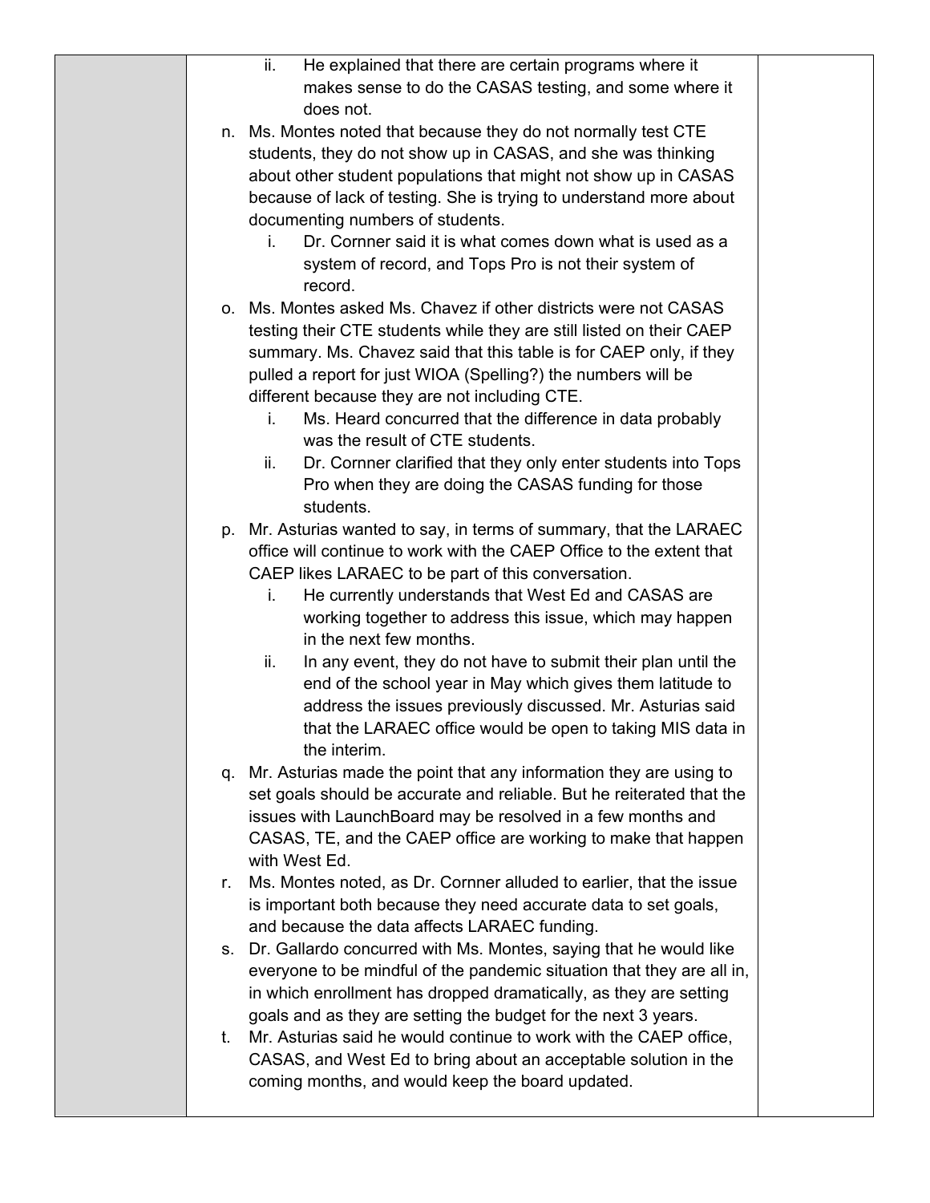- ii. He explained that there are certain programs where it makes sense to do the CASAS testing, and some where it does not.

n. Ms. Montes noted that because they do not normally test CTE students, they do not show up in CASAS, and she was thinking about other student populations that might not show up in CASAS because of lack of testing. She is trying to understand more about documenting numbers of students.
   - i. Dr. Cornner said it is what comes down what is used as a system of record, and Tops Pro is not their system of record.

o. Ms. Montes asked Ms. Chavez if other districts were not CASAS testing their CTE students while they are still listed on their CAEP summary. Ms. Chavez said that this table is for CAEP only, if they pulled a report for just WIOA (Spelling?) the numbers will be different because they are not including CTE.
   - i. Ms. Heard concurred that the difference in data probably was the result of CTE students.
   - ii. Dr. Cornner clarified that they only enter students into Tops Pro when they are doing the CASAS funding for those students.

p. Mr. Asturias wanted to say, in terms of summary, that the LARAEC office will continue to work with the CAEP Office to the extent that CAEP likes LARAEC to be part of this conversation.
   - i. He currently understands that West Ed and CASAS are working together to address this issue, which may happen in the next few months.
   - ii. In any event, they do not have to submit their plan until the end of the school year in May which gives them latitude to address the issues previously discussed. Mr. Asturias said that the LARAEC office would be open to taking MIS data in the interim.

q. Mr. Asturias made the point that any information they are using to set goals should be accurate and reliable. But he reiterated that the issues with LaunchBoard may be resolved in a few months and CASAS, TE, and the CAEP office are working to make that happen with West Ed.

r. Ms. Montes noted, as Dr. Cornner alluded to earlier, that the issue is important both because they need accurate data to set goals, and because the data affects LARAEC funding.

s. Dr. Gallardo concurred with Ms. Montes, saying that he would like everyone to be mindful of the pandemic situation that they are all in, in which enrollment has dropped dramatically, as they are setting goals and as they are setting the budget for the next 3 years.

t. Mr. Asturias said he would continue to work with the CAEP office, CASAS, and West Ed to bring about an acceptable solution in the coming months, and would keep the board updated.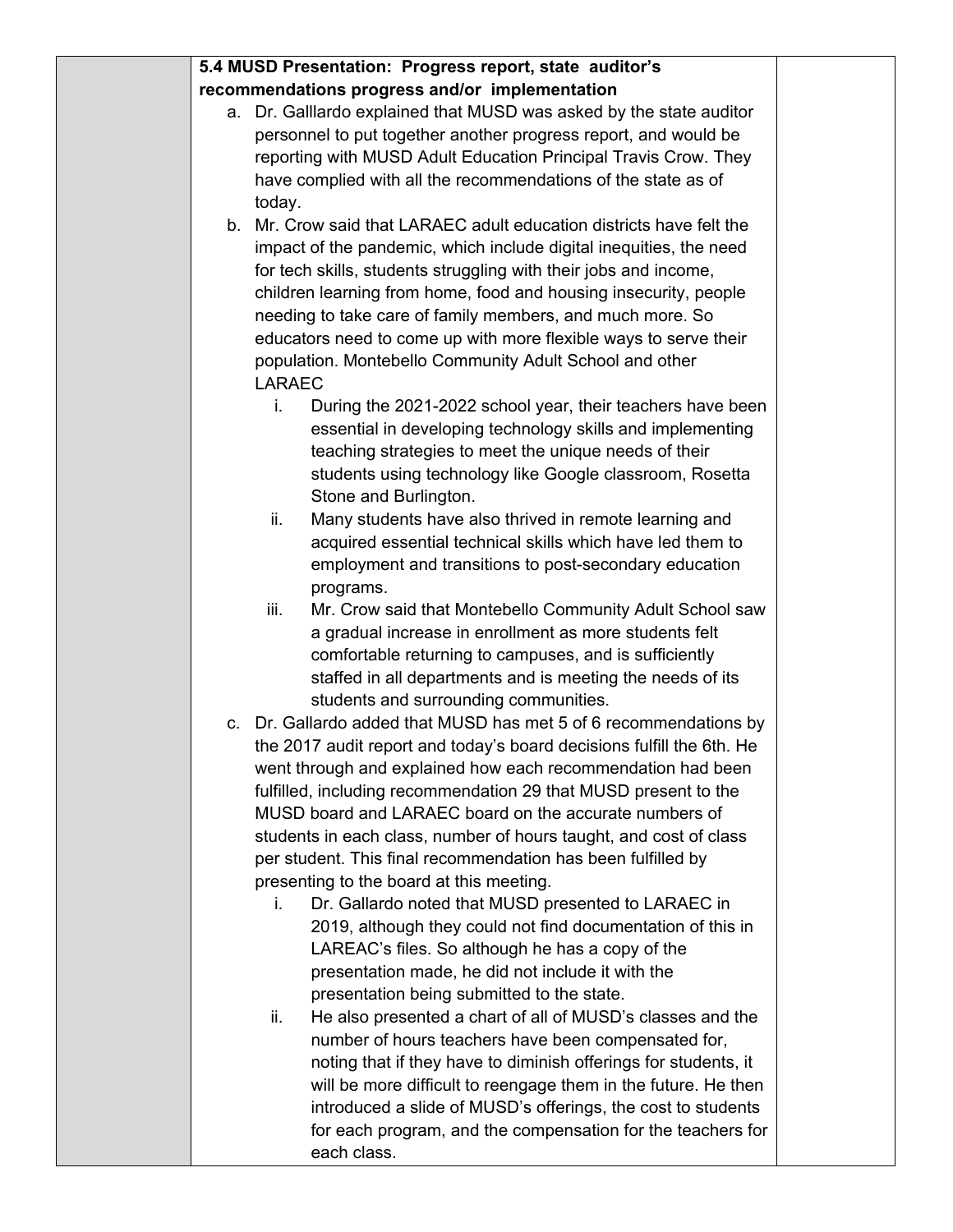**5.4 MUSD Presentation: Progress report, state auditor's recommendations progress and/or implementation**

a. Dr. Galllardo explained that MUSD was asked by the state auditor personnel to put together another progress report, and would be reporting with MUSD Adult Education Principal Travis Crow. They have complied with all the recommendations of the state as of today.

b. Mr. Crow said that LARAEC adult education districts have felt the impact of the pandemic, which include digital inequities, the need for tech skills, students struggling with their jobs and income, children learning from home, food and housing insecurity, people needing to take care of family members, and much more. So educators need to come up with more flexible ways to serve their population. Montebello Community Adult School and other LARAEC

   i. During the 2021-2022 school year, their teachers have been essential in developing technology skills and implementing teaching strategies to meet the unique needs of their students using technology like Google classroom, Rosetta Stone and Burlington.

   ii. Many students have also thrived in remote learning and acquired essential technical skills which have led them to employment and transitions to post-secondary education programs.

   iii. Mr. Crow said that Montebello Community Adult School saw a gradual increase in enrollment as more students felt comfortable returning to campuses, and is sufficiently staffed in all departments and is meeting the needs of its students and surrounding communities.

c. Dr. Gallardo added that MUSD has met 5 of 6 recommendations by the 2017 audit report and today's board decisions fulfill the 6th. He went through and explained how each recommendation had been fulfilled, including recommendation 29 that MUSD present to the MUSD board and LARAEC board on the accurate numbers of students in each class, number of hours taught, and cost of class per student. This final recommendation has been fulfilled by presenting to the board at this meeting.

   i. Dr. Gallardo noted that MUSD presented to LARAEC in 2019, although they could not find documentation of this in LAREAC's files. So although he has a copy of the presentation made, he did not include it with the presentation being submitted to the state.

   ii. He also presented a chart of all of MUSD's classes and the number of hours teachers have been compensated for, noting that if they have to diminish offerings for students, it will be more difficult to reengage them in the future. He then introduced a slide of MUSD's offerings, the cost to students for each program, and the compensation for the teachers for each class.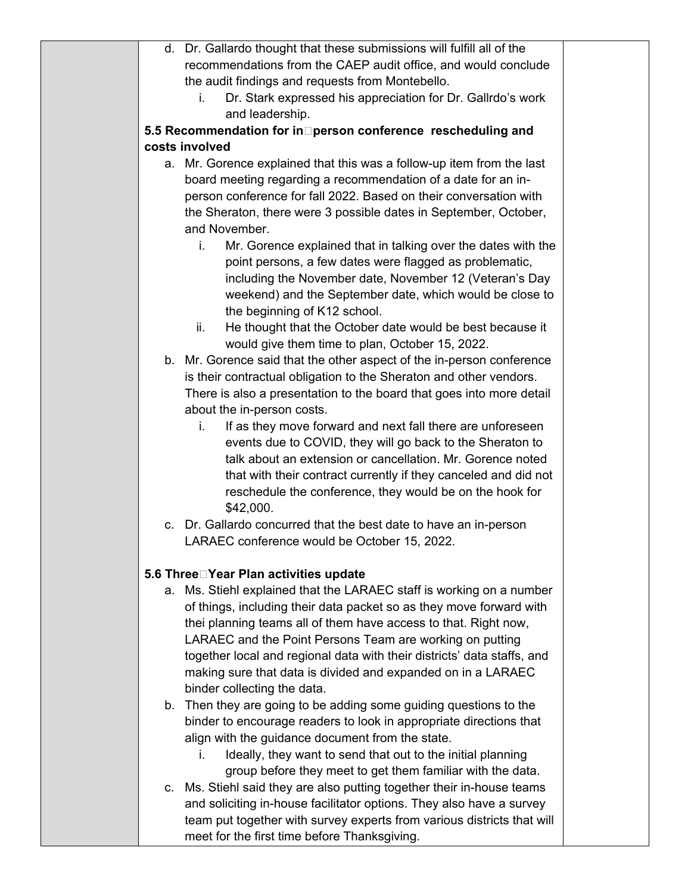d. Dr. Gallardo thought that these submissions will fulfill all of the recommendations from the CAEP audit office, and would conclude the audit findings and requests from Montebello.
   i. Dr. Stark expressed his appreciation for Dr. Gallrdo's work and leadership.

**5.5 Recommendation for in-person conference rescheduling and costs involved**

a. Mr. Gorence explained that this was a follow-up item from the last board meeting regarding a recommendation of a date for an in-person conference for fall 2022. Based on their conversation with the Sheraton, there were 3 possible dates in September, October, and November.
   i. Mr. Gorence explained that in talking over the dates with the point persons, a few dates were flagged as problematic, including the November date, November 12 (Veteran's Day weekend) and the September date, which would be close to the beginning of K12 school.
   ii. He thought that the October date would be best because it would give them time to plan, October 15, 2022.
b. Mr. Gorence said that the other aspect of the in-person conference is their contractual obligation to the Sheraton and other vendors. There is also a presentation to the board that goes into more detail about the in-person costs.
   i. If as they move forward and next fall there are unforeseen events due to COVID, they will go back to the Sheraton to talk about an extension or cancellation. Mr. Gorence noted that with their contract currently if they canceled and did not reschedule the conference, they would be on the hook for $42,000.
c. Dr. Gallardo concurred that the best date to have an in-person LARAEC conference would be October 15, 2022.

**5.6 Three-Year Plan activities update**

a. Ms. Stiehl explained that the LARAEC staff is working on a number of things, including their data packet so as they move forward with thei planning teams all of them have access to that. Right now, LARAEC and the Point Persons Team are working on putting together local and regional data with their districts' data staffs, and making sure that data is divided and expanded on in a LARAEC binder collecting the data.
b. Then they are going to be adding some guiding questions to the binder to encourage readers to look in appropriate directions that align with the guidance document from the state.
   i. Ideally, they want to send that out to the initial planning group before they meet to get them familiar with the data.
c. Ms. Stiehl said they are also putting together their in-house teams and soliciting in-house facilitator options. They also have a survey team put together with survey experts from various districts that will meet for the first time before Thanksgiving.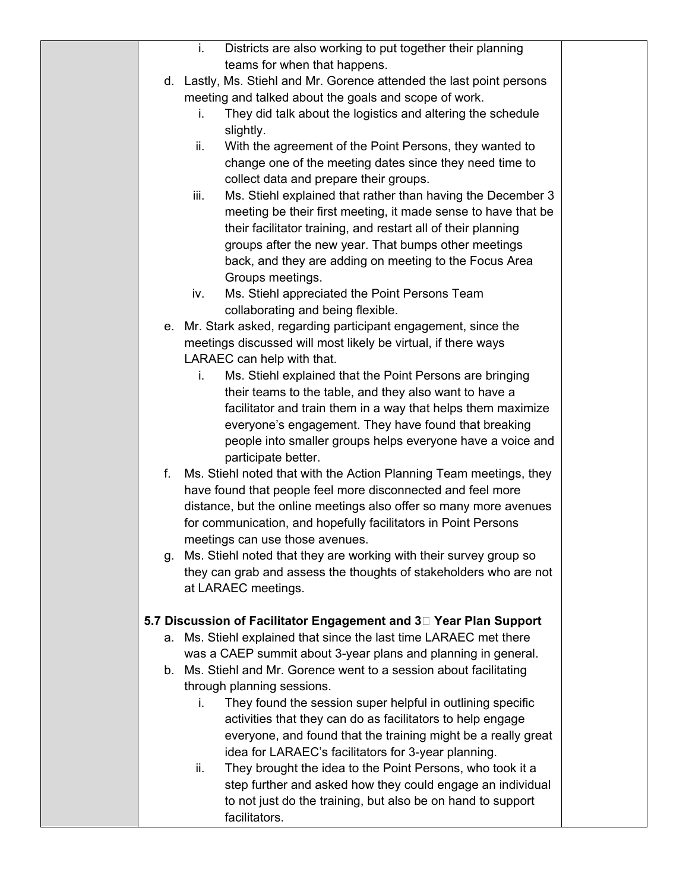i. Districts are also working to put together their planning teams for when that happens.

d. Lastly, Ms. Stiehl and Mr. Gorence attended the last point persons meeting and talked about the goals and scope of work.
   i. They did talk about the logistics and altering the schedule slightly.
   ii. With the agreement of the Point Persons, they wanted to change one of the meeting dates since they need time to collect data and prepare their groups.
   iii. Ms. Stiehl explained that rather than having the December 3 meeting be their first meeting, it made sense to have that be their facilitator training, and restart all of their planning groups after the new year. That bumps other meetings back, and they are adding on meeting to the Focus Area Groups meetings.
   iv. Ms. Stiehl appreciated the Point Persons Team collaborating and being flexible.

e. Mr. Stark asked, regarding participant engagement, since the meetings discussed will most likely be virtual, if there ways LARAEC can help with that.
   i. Ms. Stiehl explained that the Point Persons are bringing their teams to the table, and they also want to have a facilitator and train them in a way that helps them maximize everyone's engagement. They have found that breaking people into smaller groups helps everyone have a voice and participate better.

f. Ms. Stiehl noted that with the Action Planning Team meetings, they have found that people feel more disconnected and feel more distance, but the online meetings also offer so many more avenues for communication, and hopefully facilitators in Point Persons meetings can use those avenues.

g. Ms. Stiehl noted that they are working with their survey group so they can grab and assess the thoughts of stakeholders who are not at LARAEC meetings.

**5.7 Discussion of Facilitator Engagement and 3 Year Plan Support**

a. Ms. Stiehl explained that since the last time LARAEC met there was a CAEP summit about 3-year plans and planning in general.

b. Ms. Stiehl and Mr. Gorence went to a session about facilitating through planning sessions.
   i. They found the session super helpful in outlining specific activities that they can do as facilitators to help engage everyone, and found that the training might be a really great idea for LARAEC's facilitators for 3-year planning.
   ii. They brought the idea to the Point Persons, who took it a step further and asked how they could engage an individual to not just do the training, but also be on hand to support facilitators.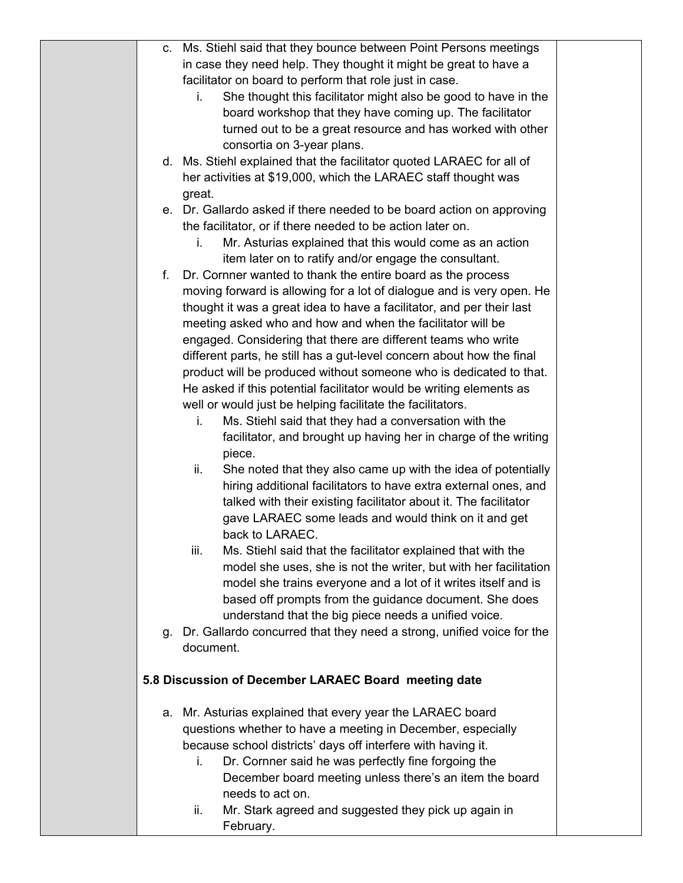c. Ms. Stiehl said that they bounce between Point Persons meetings in case they need help. They thought it might be great to have a facilitator on board to perform that role just in case.
   i. She thought this facilitator might also be good to have in the board workshop that they have coming up. The facilitator turned out to be a great resource and has worked with other consortia on 3-year plans.

d. Ms. Stiehl explained that the facilitator quoted LARAEC for all of her activities at $19,000, which the LARAEC staff thought was great.

e. Dr. Gallardo asked if there needed to be board action on approving the facilitator, or if there needed to be action later on.
   i. Mr. Asturias explained that this would come as an action item later on to ratify and/or engage the consultant.

f. Dr. Cornner wanted to thank the entire board as the process moving forward is allowing for a lot of dialogue and is very open. He thought it was a great idea to have a facilitator, and per their last meeting asked who and how and when the facilitator will be engaged. Considering that there are different teams who write different parts, he still has a gut-level concern about how the final product will be produced without someone who is dedicated to that. He asked if this potential facilitator would be writing elements as well or would just be helping facilitate the facilitators.
   i. Ms. Stiehl said that they had a conversation with the facilitator, and brought up having her in charge of the writing piece.
   ii. She noted that they also came up with the idea of potentially hiring additional facilitators to have extra external ones, and talked with their existing facilitator about it. The facilitator gave LARAEC some leads and would think on it and get back to LARAEC.
   iii. Ms. Stiehl said that the facilitator explained that with the model she uses, she is not the writer, but with her facilitation model she trains everyone and a lot of it writes itself and is based off prompts from the guidance document. She does understand that the big piece needs a unified voice.

g. Dr. Gallardo concurred that they need a strong, unified voice for the document.

**5.8 Discussion of December LARAEC Board meeting date**

a. Mr. Asturias explained that every year the LARAEC board questions whether to have a meeting in December, especially because school districts' days off interfere with having it.
   i. Dr. Cornner said he was perfectly fine forgoing the December board meeting unless there's an item the board needs to act on.
   ii. Mr. Stark agreed and suggested they pick up again in February.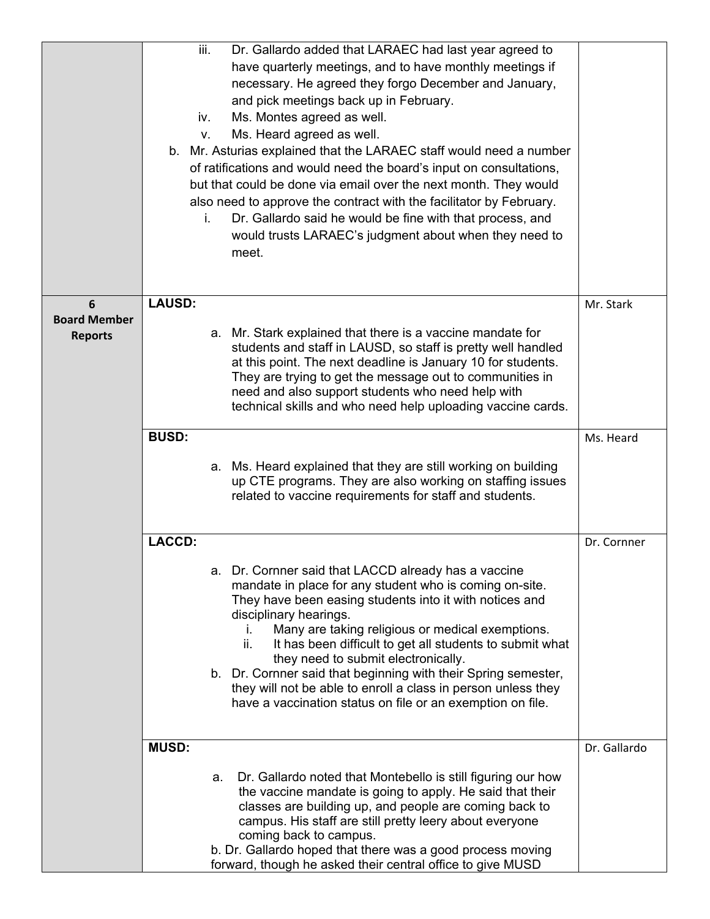| | | |
|---|---|---|
| | iii. Dr. Gallardo added that LARAEC had last year agreed to have quarterly meetings, and to have monthly meetings if necessary. He agreed they forgo December and January, and pick meetings back up in February.<br>iv. Ms. Montes agreed as well.<br>v. Ms. Heard agreed as well.<br>b. Mr. Asturias explained that the LARAEC staff would need a number of ratifications and would need the board's input on consultations, but that could be done via email over the next month. They would also need to approve the contract with the facilitator by February.<br>i. Dr. Gallardo said he would be fine with that process, and would trusts LARAEC's judgment about when they need to meet. | |
| **6 Board Member Reports** | **LAUSD:**<br>a. Mr. Stark explained that there is a vaccine mandate for students and staff in LAUSD, so staff is pretty well handled at this point. The next deadline is January 10 for students. They are trying to get the message out to communities in need and also support students who need help with technical skills and who need help uploading vaccine cards. | Mr. Stark |
| | **BUSD:**<br>a. Ms. Heard explained that they are still working on building up CTE programs. They are also working on staffing issues related to vaccine requirements for staff and students. | Ms. Heard |
| | **LACCD:**<br>a. Dr. Cornner said that LACCD already has a vaccine mandate in place for any student who is coming on-site. They have been easing students into it with notices and disciplinary hearings.<br>i. Many are taking religious or medical exemptions.<br>ii. It has been difficult to get all students to submit what they need to submit electronically.<br>b. Dr. Cornner said that beginning with their Spring semester, they will not be able to enroll a class in person unless they have a vaccination status on file or an exemption on file. | Dr. Cornner |
| | **MUSD:**<br>a. Dr. Gallardo noted that Montebello is still figuring our how the vaccine mandate is going to apply. He said that their classes are building up, and people are coming back to campus. His staff are still pretty leery about everyone coming back to campus.<br>b. Dr. Gallardo hoped that there was a good process moving forward, though he asked their central office to give MUSD | Dr. Gallardo |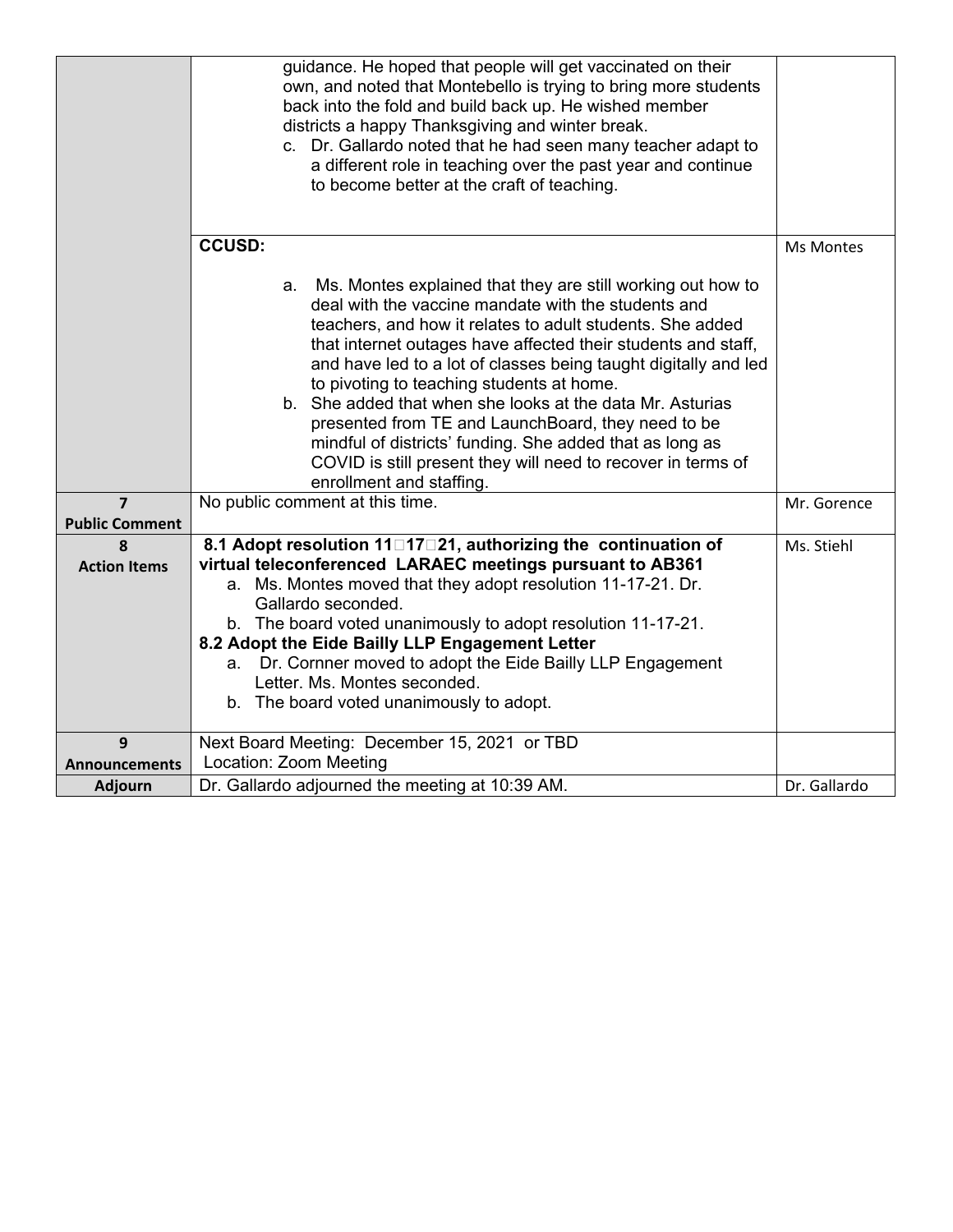| | | |
|---|---|---|
| | guidance. He hoped that people will get vaccinated on their own, and noted that Montebello is trying to bring more students back into the fold and build back up. He wished member districts a happy Thanksgiving and winter break.<br>c. Dr. Gallardo noted that he had seen many teacher adapt to a different role in teaching over the past year and continue to become better at the craft of teaching. | |
| | **CCUSD:**<br>a. Ms. Montes explained that they are still working out how to deal with the vaccine mandate with the students and teachers, and how it relates to adult students. She added that internet outages have affected their students and staff, and have led to a lot of classes being taught digitally and led to pivoting to teaching students at home.<br>b. She added that when she looks at the data Mr. Asturias presented from TE and LaunchBoard, they need to be mindful of districts' funding. She added that as long as COVID is still present they will need to recover in terms of enrollment and staffing. | Ms Montes |
| **7**<br>**Public Comment** | No public comment at this time. | Mr. Gorence |
| **8**<br>**Action Items** | **8.1 Adopt resolution 11-17-21, authorizing the continuation of virtual teleconferenced LARAEC meetings pursuant to AB361**<br>a. Ms. Montes moved that they adopt resolution 11-17-21. Dr. Gallardo seconded.<br>b. The board voted unanimously to adopt resolution 11-17-21.<br>**8.2 Adopt the Eide Bailly LLP Engagement Letter**<br>a. Dr. Cornner moved to adopt the Eide Bailly LLP Engagement Letter. Ms. Montes seconded.<br>b. The board voted unanimously to adopt. | Ms. Stiehl |
| **9**<br>**Announcements** | Next Board Meeting: December 15, 2021 or TBD<br>Location: Zoom Meeting | |
| **Adjourn** | Dr. Gallardo adjourned the meeting at 10:39 AM. | Dr. Gallardo |